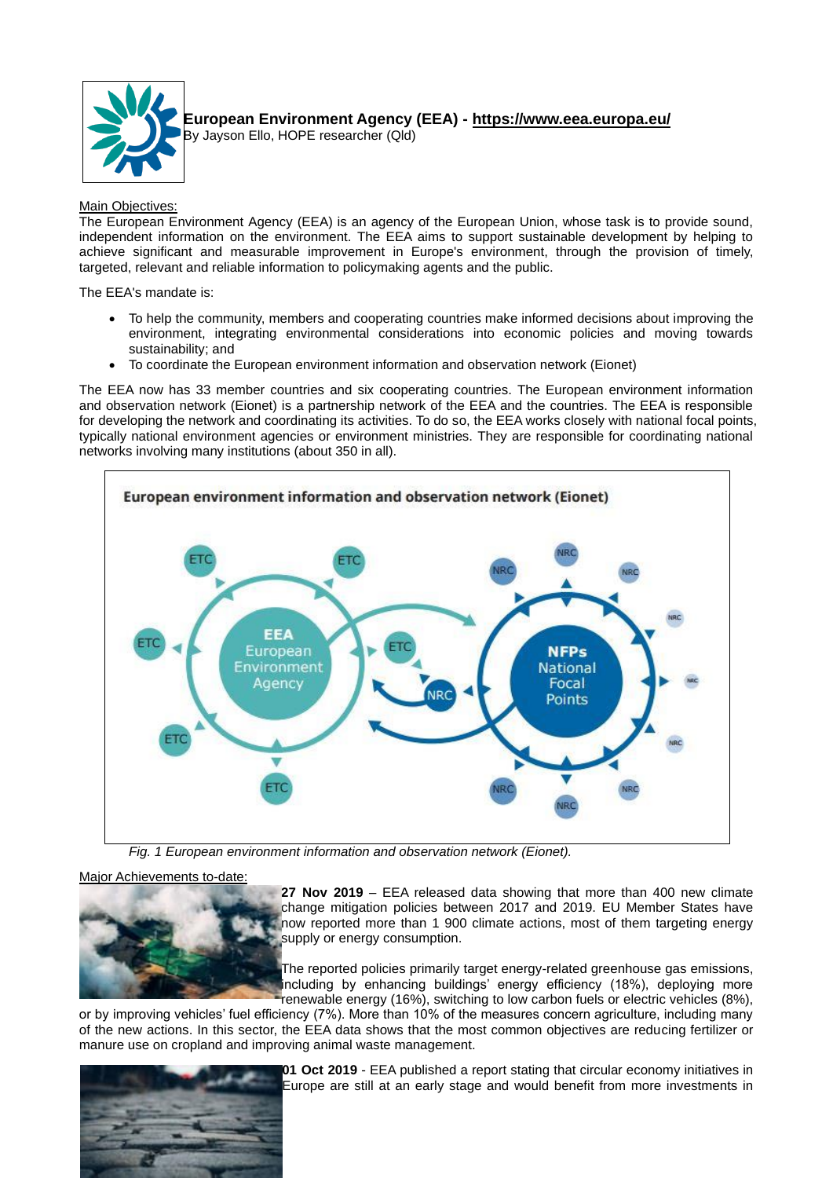# European Environment Agency (EEA) - https://www.eea.europa.eu/

By Jayson Ello, HOPE researcher (Qld)

Main Objectives:

The European Environment Agency (EEA) is an agency of the European Union, whose task is to provide sound, independent information on the environment. The EEA aims to support sustainable development by helping to achieve significant and measurable improvement in Europe's environment, through the provision of timely, targeted, relevant and reliable information to policymaking agents and the public.

The EEA's mandate is:

- To help the community, members and cooperating countries make informed decisions about improving the environment, integrating environmental considerations into economic policies and moving towards sustainability; and
- To coordinate the European environment information and observation network (Eionet)

The EEA now has 33 member countries and six cooperating countries. The European environment information and observation network (Eionet) is a partnership network of the EEA and the countries. The EEA is responsible for developing the network and coordinating its activities. To do so, the EEA works closely with national focal points, typically national environment agencies or environment ministries. They are responsible for coordinating national networks involving many institutions (about 350 in all).

*Fig. 1 European environment information and observation network (Eionet).*

Major Achievements to-date:

**27 Nov 2019** – EEA released data showing that more than 400 new climate change mitigation policies between 2017 and 2019. EU Member States have now reported more than 1 900 climate actions, most of them targeting energy supply or energy consumption.

The reported policies primarily target energy-related greenhouse gas emissions, including by enhancing buildings' energy efficiency (18%), deploying more renewable energy (16%), switching to low carbon fuels or electric vehicles (8%), or by improving vehicles' fuel efficiency (7%). More than 10% of the measures concern agriculture, including many of the new actions. In this sector, the EEA data shows that the most common objectives are reducing fertilizer or manure use on cropland and improving animal waste management.

**01 Oct 2019** - EEA published a report stating that circular economy initiatives in Europe are still at an early stage and would benefit from more investments in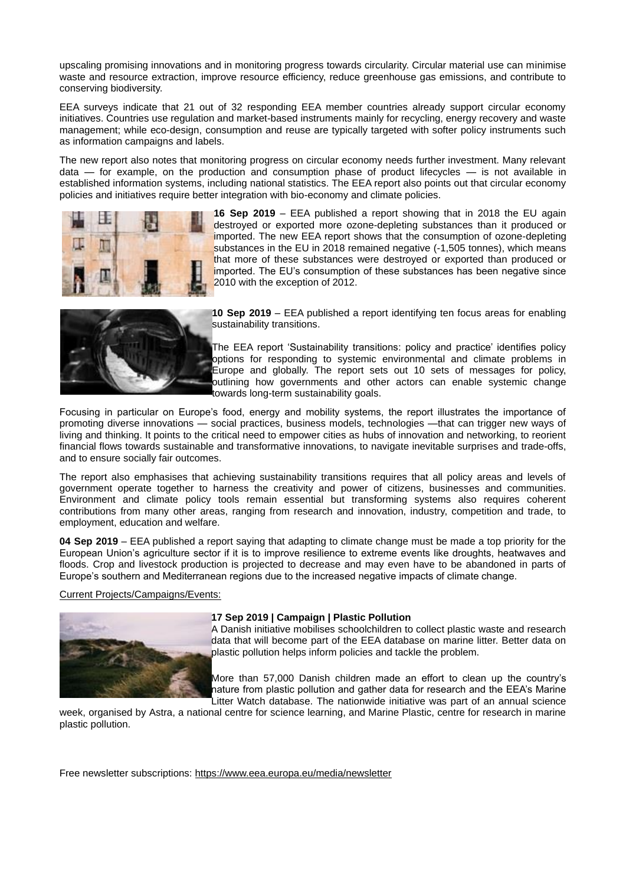upscaling promising innovations and in monitoring progress towards circularity. Circular material use can minimise waste and resource extraction, improve resource efficiency, reduce greenhouse gas emissions, and contribute to conserving biodiversity.

EEA surveys indicate that 21 out of 32 responding EEA member countries already support circular economy initiatives. Countries use regulation and market-based instruments mainly for recycling, energy recovery and waste management; while eco-design, consumption and reuse are typically targeted with softer policy instruments such as information campaigns and labels.

The new report also notes that monitoring progress on circular economy needs further investment. Many relevant data — for example, on the production and consumption phase of product lifecycles — is not available in established information systems, including national statistics. The EEA report also points out that circular economy policies and initiatives require better integration with bio-economy and climate policies.

**16 Sep 2019** – EEA published a report showing that in 2018 the EU again destroyed or exported more ozone-depleting substances than it produced or imported. The new EEA report shows that the consumption of ozone-depleting substances in the EU in 2018 remained negative (-1,505 tonnes), which means that more of these substances were destroyed or exported than produced or imported. The EU's consumption of these substances has been negative since 2010 with the exception of 2012.

**10 Sep 2019** – EEA published a report identifying ten focus areas for enabling sustainability transitions.

The EEA report 'Sustainability transitions: policy and practice' identifies policy options for responding to systemic environmental and climate problems in Europe and globally. The report sets out 10 sets of messages for policy, outlining how governments and other actors can enable systemic change towards long-term sustainability goals.

Focusing in particular on Europe's food, energy and mobility systems, the report illustrates the importance of promoting diverse innovations — social practices, business models, technologies —that can trigger new ways of living and thinking. It points to the critical need to empower cities as hubs of innovation and networking, to reorient financial flows towards sustainable and transformative innovations, to navigate inevitable surprises and trade-offs, and to ensure socially fair outcomes.

The report also emphasises that achieving sustainability transitions requires that all policy areas and levels of government operate together to harness the creativity and power of citizens, businesses and communities. Environment and climate policy tools remain essential but transforming systems also requires coherent contributions from many other areas, ranging from research and innovation, industry, competition and trade, to employment, education and welfare.

**04 Sep 2019** – EEA published a report saying that adapting to climate change must be made a top priority for the European Union's agriculture sector if it is to improve resilience to extreme events like droughts, heatwaves and floods. Crop and livestock production is projected to decrease and may even have to be abandoned in parts of Europe's southern and Mediterranean regions due to the increased negative impacts of climate change.

Current Projects/Campaigns/Events:

**17 Sep 2019 | Campaign | Plastic Pollution**

A Danish initiative mobilises schoolchildren to collect plastic waste and research data that will become part of the EEA database on marine litter. Better data on plastic pollution helps inform policies and tackle the problem.

More than 57,000 Danish children made an effort to clean up the country's nature from plastic pollution and gather data for research and the EEA's Marine Litter Watch database. The nationwide initiative was part of an annual science week, organised by Astra, a national centre for science learning, and Marine Plastic, centre for research in marine plastic pollution.

Free newsletter subscriptions: https://www.eea.europa.eu/media/newsletter